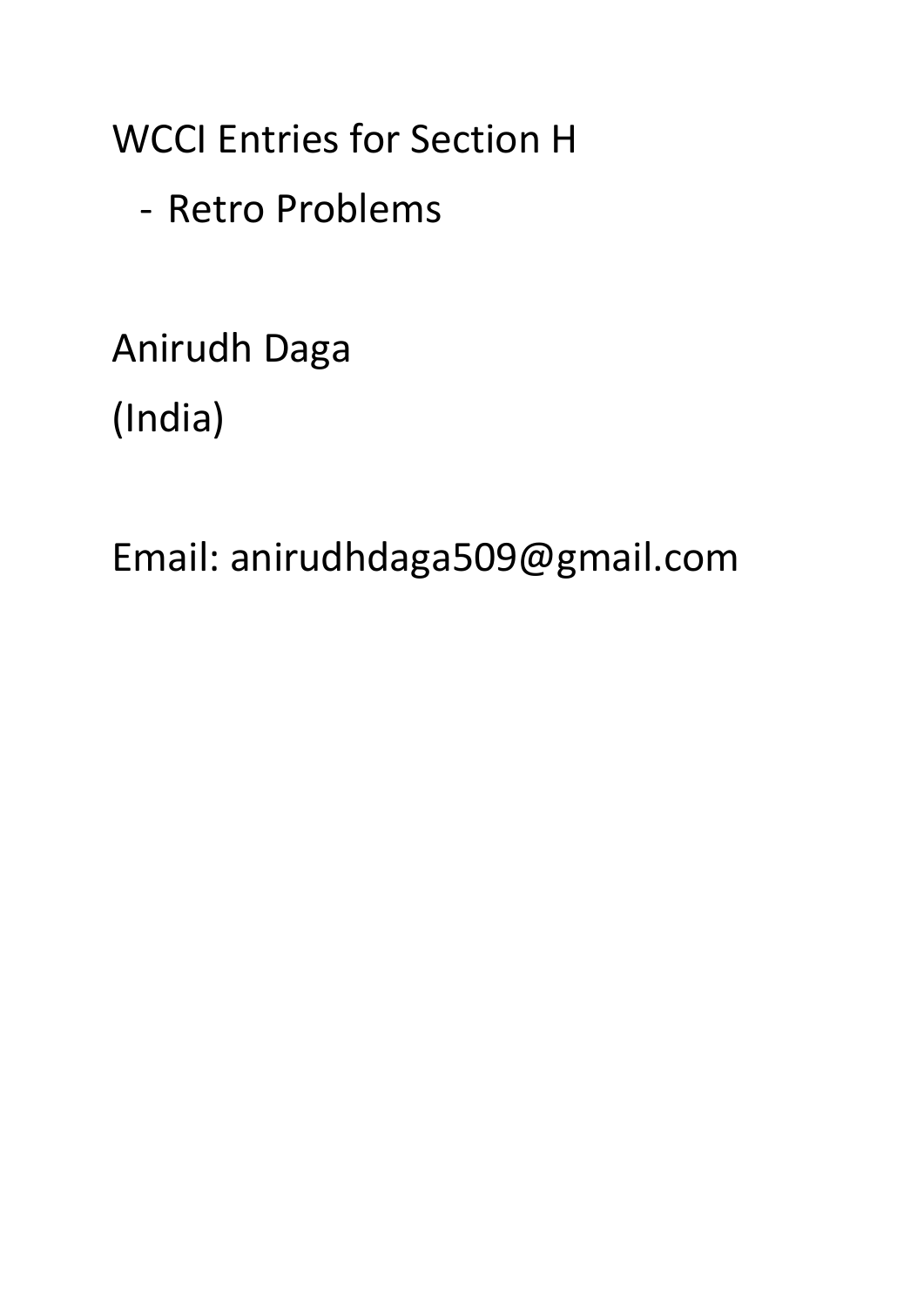WCCI Entries for Section H

- Retro Problems

Anirudh Daga
(India)

Email: anirudhdaga509@gmail.com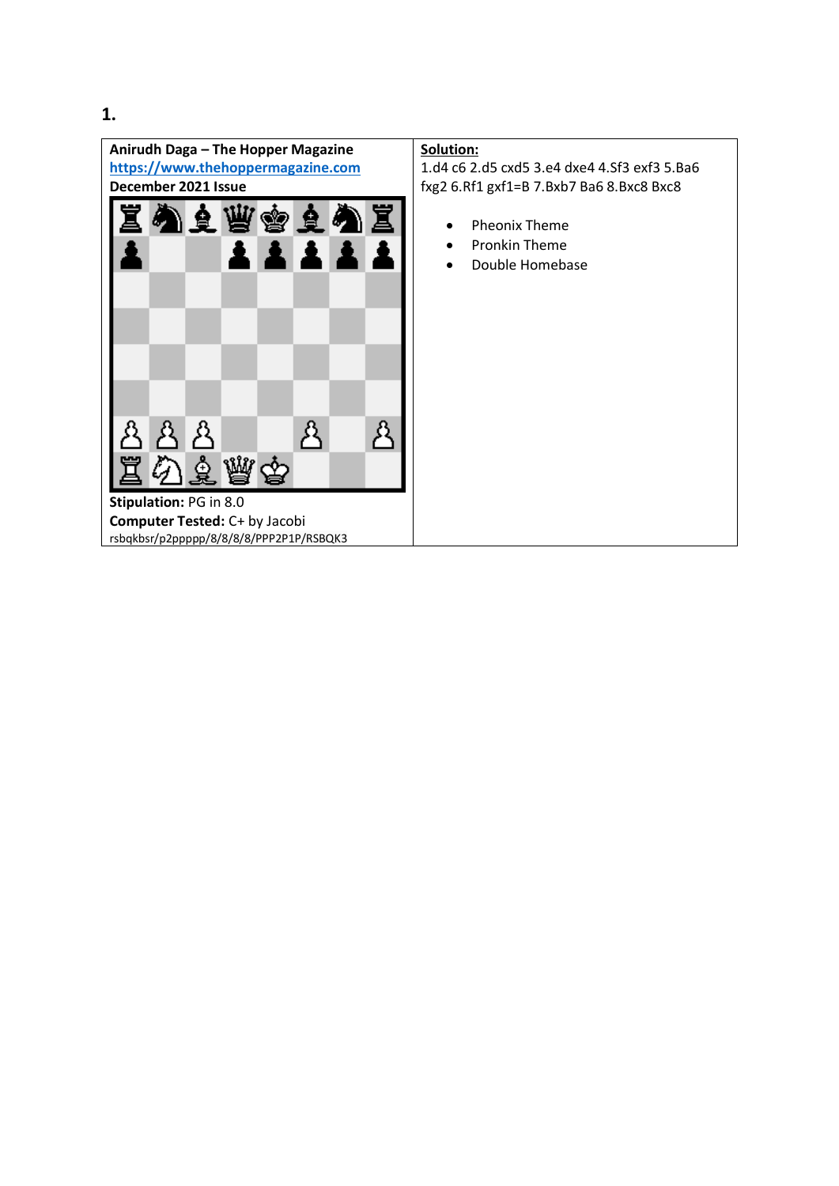**1.**

| Anirudh Daga – The Hopper Magazine<br>[https://www.thehoppermagazine.com](https://www.thehoppermagazine.com)<br>December 2021 Issue | **Solution:**<br>1.d4 c6 2.d5 cxd5 3.e4 dxe4 4.Sf3 exf3 5.Ba6 fxg2 6.Rf1 gxf1=B 7.Bxb7 Ba6 8.Bxc8 Bxc8 |
| --- | --- |
| **Stipulation:** PG in 8.0<br>**Computer Tested:** C+ by Jacobi<br>rsbqkbsr/p2ppppp/8/8/8/8/PPP2P1P/RSBQK3 | • Pheonix Theme<br>• Pronkin Theme<br>• Double Homebase |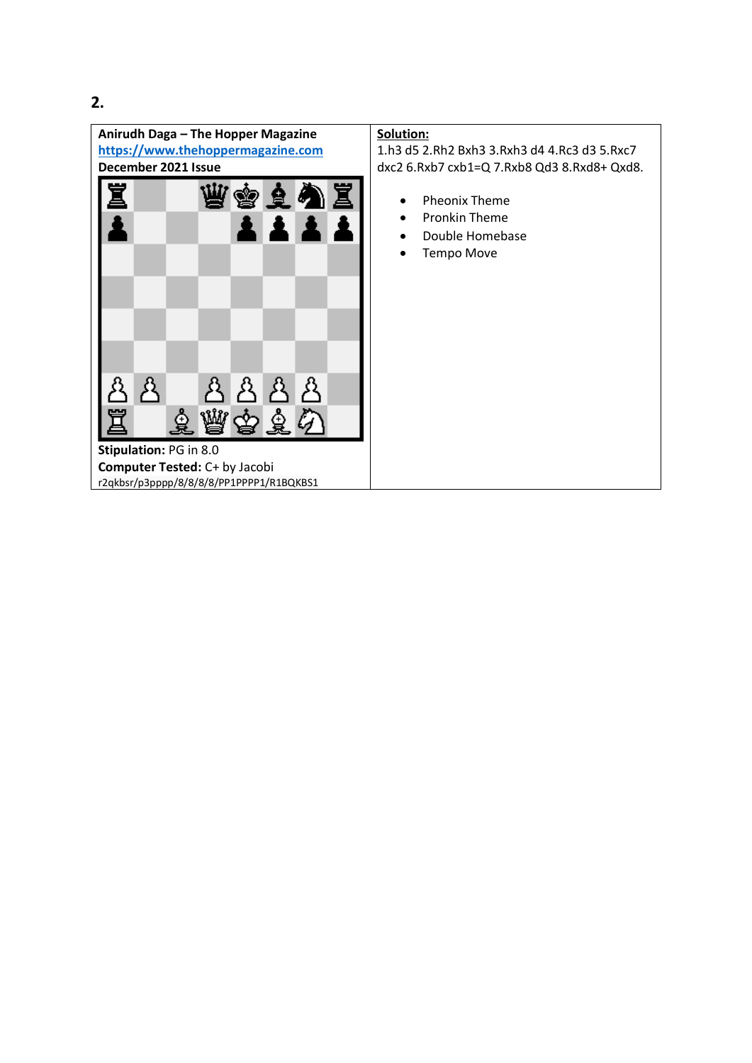## 2.

| Anirudh Daga – The Hopper Magazine<br>https://www.thehoppermagazine.com<br>December 2021 Issue | **Solution:** |
|---|---|
| **Stipulation:** PG in 8.0<br>**Computer Tested:** C+ by Jacobi<br>r2qkbsr/p3pppp/8/8/8/8/PP1PPPP1/R1BQKBS1 | 1.h3 d5 2.Rh2 Bxh3 3.Rxh3 d4 4.Rc3 d3 5.Rxc7 dxc2 6.Rxb7 cxb1=Q 7.Rxb8 Qd3 8.Rxd8+ Qxd8.<br><br>- Pheonix Theme<br>- Pronkin Theme<br>- Double Homebase<br>- Tempo Move |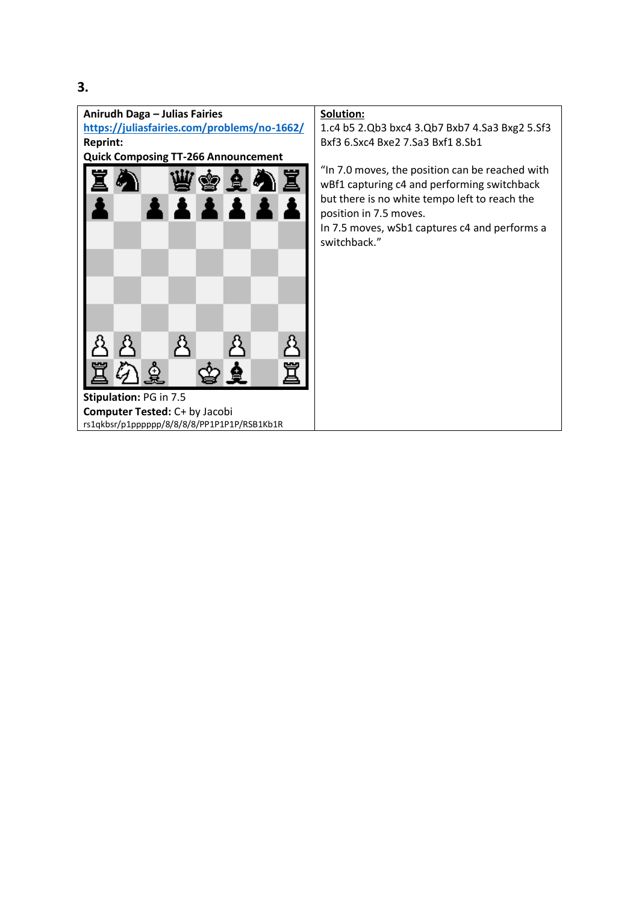# 3.

| Anirudh Daga – Julias Fairies | Solution: |
| --- | --- |
| [https://juliasfairies.com/problems/no-1662/](https://juliasfairies.com/problems/no-1662/)<br>**Reprint:**<br>**Quick Composing TT-266 Announcement**<br><br>**Stipulation:** PG in 7.5<br>**Computer Tested:** C+ by Jacobi<br>rs1qkbsr/p1pppppp/8/8/8/8/PP1P1P1P/RSB1Kb1R | 1.c4 b5 2.Qb3 bxc4 3.Qb7 Bxb7 4.Sa3 Bxg2 5.Sf3 Bxf3 6.Sxc4 Bxe2 7.Sa3 Bxf1 8.Sb1<br><br>"In 7.0 moves, the position can be reached with wBf1 capturing c4 and performing switchback but there is no white tempo left to reach the position in 7.5 moves.<br>In 7.5 moves, wSb1 captures c4 and performs a switchback." |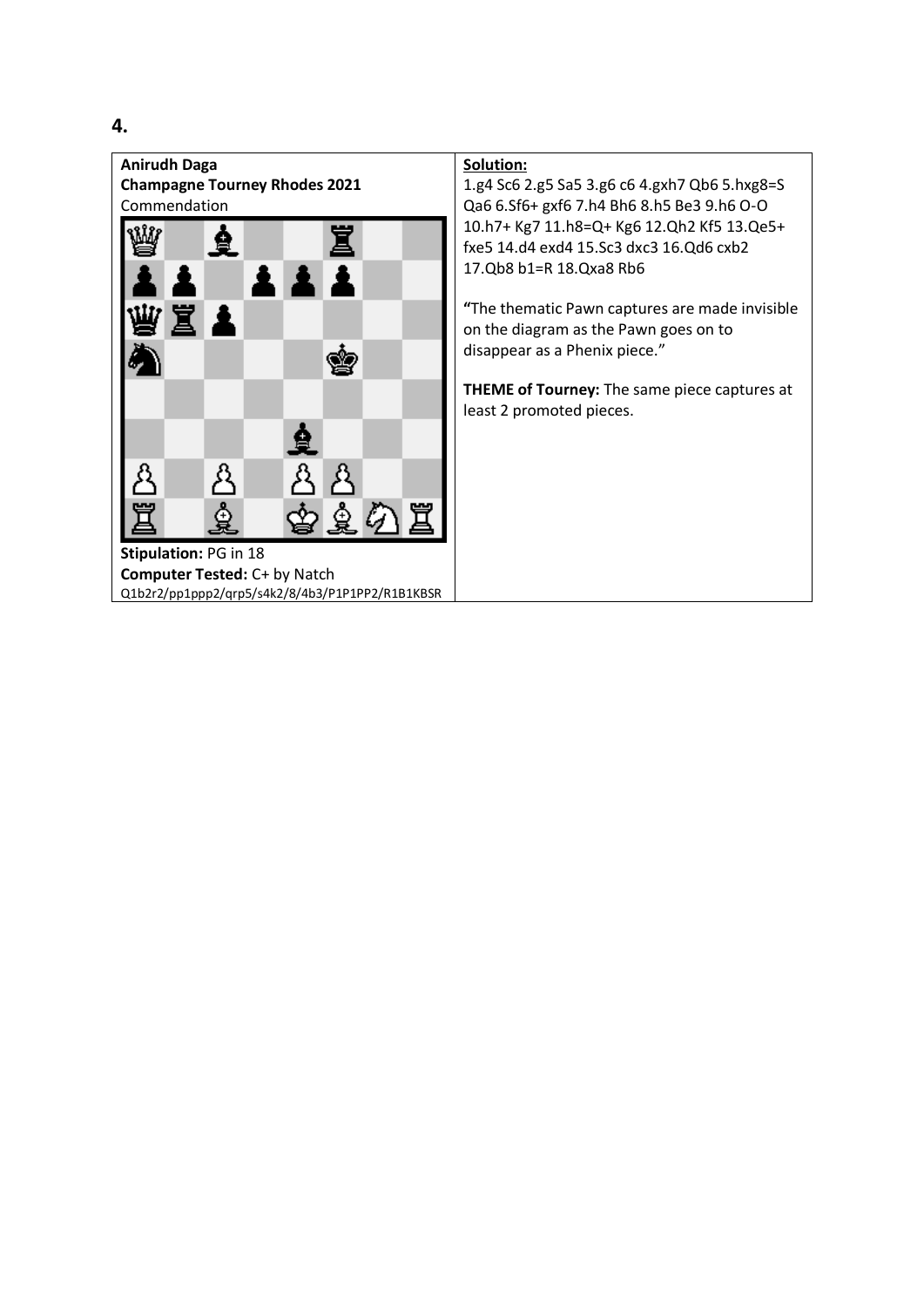## 4.

**Anirudh Daga**
**Champagne Tourney Rhodes 2021**
Commendation

**Stipulation:** PG in 18
**Computer Tested:** C+ by Natch
Q1b2r2/pp1ppp2/qrp5/s4k2/8/4b3/P1P1PP2/R1B1KBSR

**Solution:**
1.g4 Sc6 2.g5 Sa5 3.g6 c6 4.gxh7 Qb6 5.hxg8=S Qa6 6.Sf6+ gxf6 7.h4 Bh6 8.h5 Be3 9.h6 O-O 10.h7+ Kg7 11.h8=Q+ Kg6 12.Qh2 Kf5 13.Qe5+ fxe5 14.d4 exd4 15.Sc3 dxc3 16.Qd6 cxb2 17.Qb8 b1=R 18.Qxa8 Rb6

"The thematic Pawn captures are made invisible on the diagram as the Pawn goes on to disappear as a Phenix piece."

**THEME of Tourney:** The same piece captures at least 2 promoted pieces.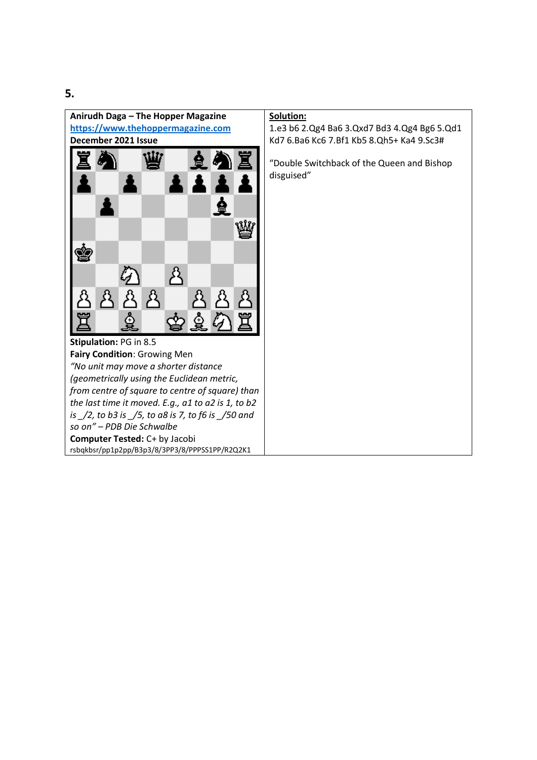**5.**

| Anirudh Daga – The Hopper Magazine<br>[https://www.thehoppermagazine.com](https://www.thehoppermagazine.com)<br>December 2021 Issue | **Solution:**<br>1.e3 b6 2.Qg4 Ba6 3.Qxd7 Bd3 4.Qg4 Bg6 5.Qd1 Kd7 6.Ba6 Kc6 7.Bf1 Kb5 8.Qh5+ Ka4 9.Sc3#<br><br>"Double Switchback of the Queen and Bishop disguised" |
| --- | --- |
| **Stipulation:** PG in 8.5<br>**Fairy Condition**: Growing Men<br>*"No unit may move a shorter distance (geometrically using the Euclidean metric, from centre of square to centre of square) than the last time it moved. E.g., a1 to a2 is 1, to b2 is _/2, to b3 is _/5, to a8 is 7, to f6 is _/50 and so on" – PDB Die Schwalbe*<br>**Computer Tested:** C+ by Jacobi<br>rsbqkbsr/pp1p2pp/B3p3/8/3PP3/8/PPPSS1PP/R2Q2K1 | |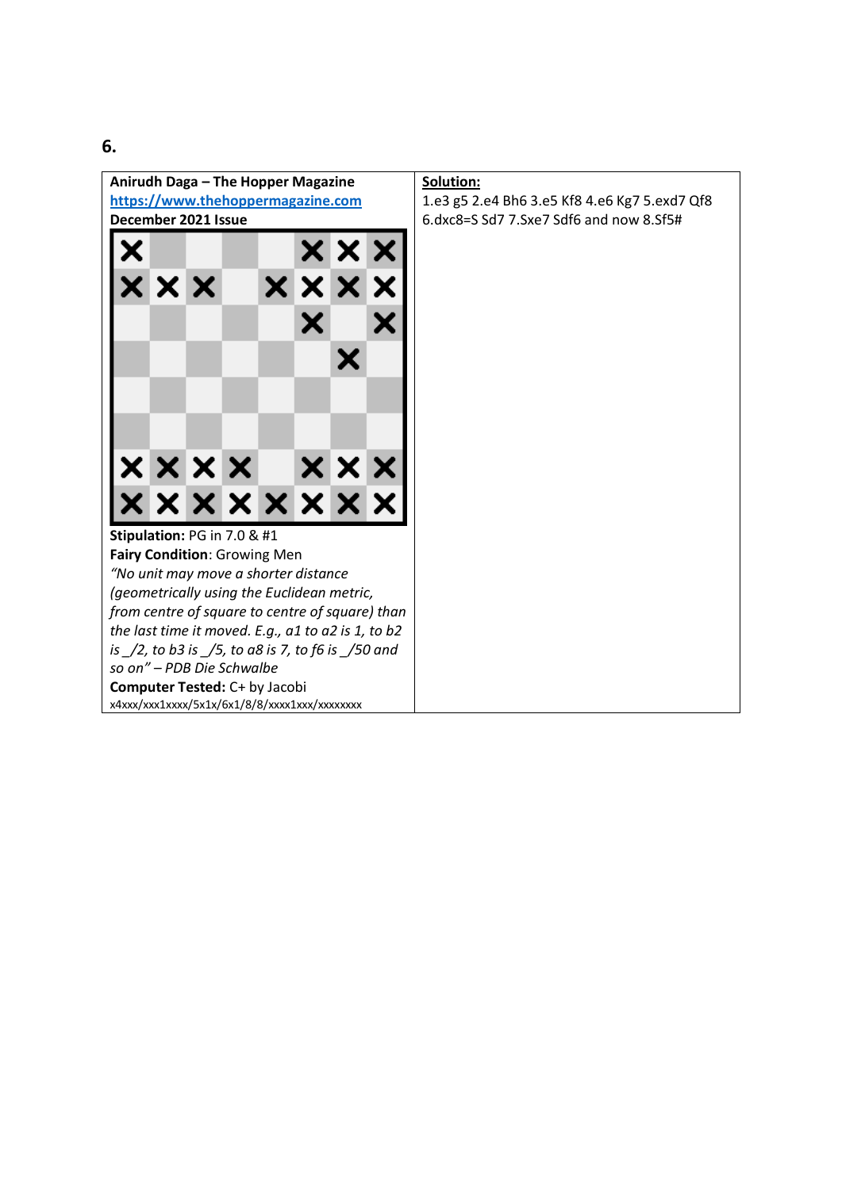## 6.

| Anirudh Daga – The Hopper Magazine | Solution: |
|---|---|
| [https://www.thehoppermagazine.com](https://www.thehoppermagazine.com) | 1.e3 g5 2.e4 Bh6 3.e5 Kf8 4.e6 Kg7 5.exd7 Qf8 6.dxc8=S Sd7 7.Sxe7 Sdf6 and now 8.Sf5# |
| **December 2021 Issue** | |
| **Stipulation:** PG in 7.0 & #1 | |
| **Fairy Condition**: Growing Men | |
| *"No unit may move a shorter distance (geometrically using the Euclidean metric, from centre of square to centre of square) than the last time it moved. E.g., a1 to a2 is 1, to b2 is _/2, to b3 is _/5, to a8 is 7, to f6 is _/50 and so on" – PDB Die Schwalbe* | |
| **Computer Tested:** C+ by Jacobi | |
| x4xxx/xxx1xxxx/5x1x/6x1/8/8/xxxx1xxx/xxxxxxxx | |